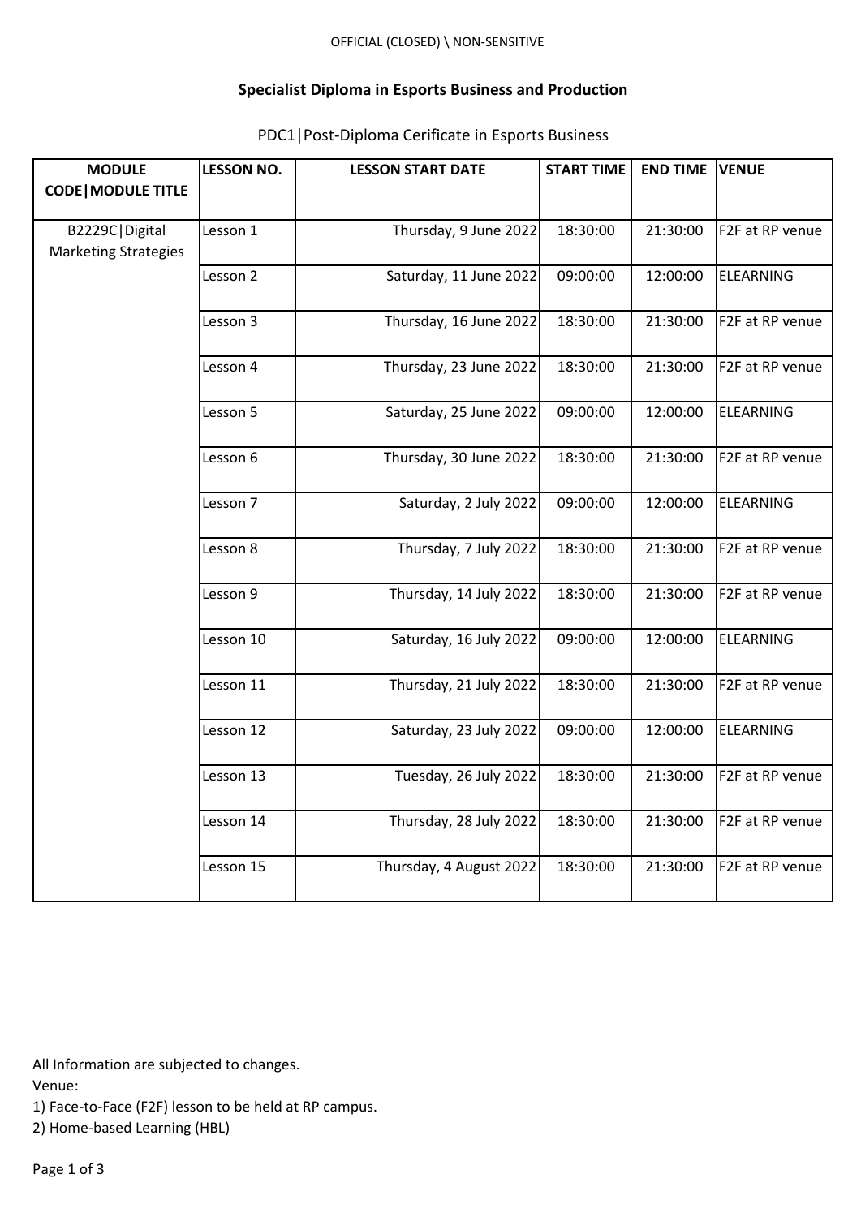OFFICIAL (CLOSED) \ NON-SENSITIVE

# Specialist Diploma in Esports Business and Production

PDC1|Post-Diploma Cerificate in Esports Business

| MODULE CODE\|MODULE TITLE | LESSON NO. | LESSON START DATE | START TIME | END TIME | VENUE |
|---|---|---|---|---|---|
| B2229C\|Digital Marketing Strategies | Lesson 1 | Thursday, 9 June 2022 | 18:30:00 | 21:30:00 | F2F at RP venue |
| | Lesson 2 | Saturday, 11 June 2022 | 09:00:00 | 12:00:00 | ELEARNING |
| | Lesson 3 | Thursday, 16 June 2022 | 18:30:00 | 21:30:00 | F2F at RP venue |
| | Lesson 4 | Thursday, 23 June 2022 | 18:30:00 | 21:30:00 | F2F at RP venue |
| | Lesson 5 | Saturday, 25 June 2022 | 09:00:00 | 12:00:00 | ELEARNING |
| | Lesson 6 | Thursday, 30 June 2022 | 18:30:00 | 21:30:00 | F2F at RP venue |
| | Lesson 7 | Saturday, 2 July 2022 | 09:00:00 | 12:00:00 | ELEARNING |
| | Lesson 8 | Thursday, 7 July 2022 | 18:30:00 | 21:30:00 | F2F at RP venue |
| | Lesson 9 | Thursday, 14 July 2022 | 18:30:00 | 21:30:00 | F2F at RP venue |
| | Lesson 10 | Saturday, 16 July 2022 | 09:00:00 | 12:00:00 | ELEARNING |
| | Lesson 11 | Thursday, 21 July 2022 | 18:30:00 | 21:30:00 | F2F at RP venue |
| | Lesson 12 | Saturday, 23 July 2022 | 09:00:00 | 12:00:00 | ELEARNING |
| | Lesson 13 | Tuesday, 26 July 2022 | 18:30:00 | 21:30:00 | F2F at RP venue |
| | Lesson 14 | Thursday, 28 July 2022 | 18:30:00 | 21:30:00 | F2F at RP venue |
| | Lesson 15 | Thursday, 4 August 2022 | 18:30:00 | 21:30:00 | F2F at RP venue |

All Information are subjected to changes.

Venue:

1) Face-to-Face (F2F) lesson to be held at RP campus.
2) Home-based Learning (HBL)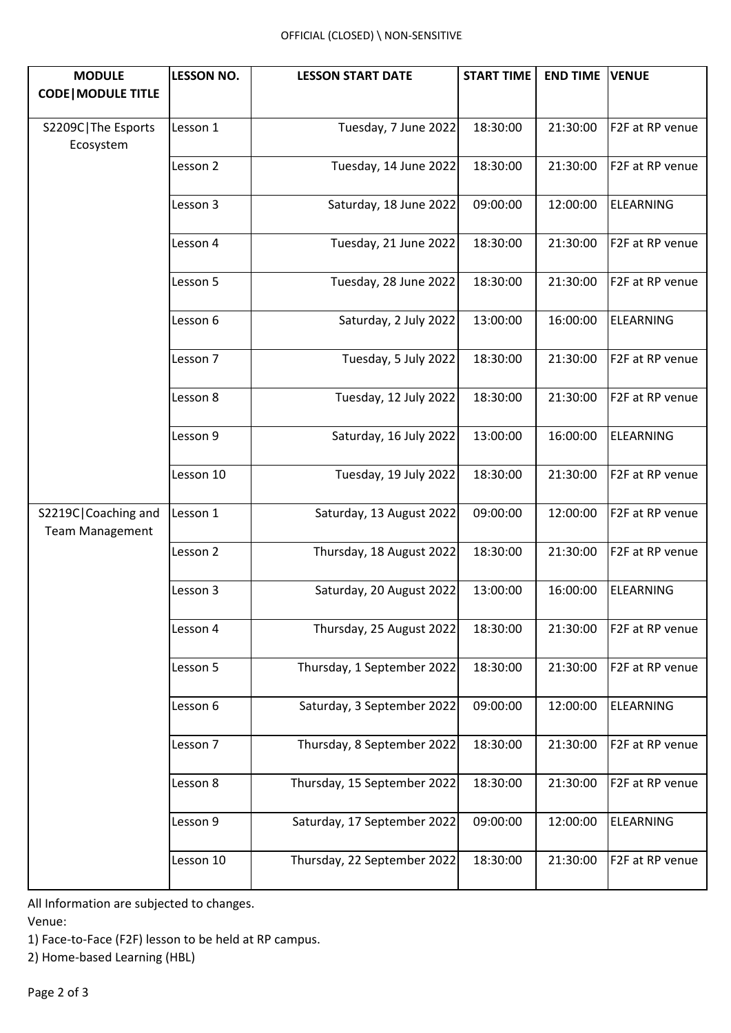| MODULE CODE\|MODULE TITLE | LESSON NO. | LESSON START DATE | START TIME | END TIME | VENUE |
|---|---|---|---|---|---|
| S2209C\|The Esports Ecosystem | Lesson 1 | Tuesday, 7 June 2022 | 18:30:00 | 21:30:00 | F2F at RP venue |
| | Lesson 2 | Tuesday, 14 June 2022 | 18:30:00 | 21:30:00 | F2F at RP venue |
| | Lesson 3 | Saturday, 18 June 2022 | 09:00:00 | 12:00:00 | ELEARNING |
| | Lesson 4 | Tuesday, 21 June 2022 | 18:30:00 | 21:30:00 | F2F at RP venue |
| | Lesson 5 | Tuesday, 28 June 2022 | 18:30:00 | 21:30:00 | F2F at RP venue |
| | Lesson 6 | Saturday, 2 July 2022 | 13:00:00 | 16:00:00 | ELEARNING |
| | Lesson 7 | Tuesday, 5 July 2022 | 18:30:00 | 21:30:00 | F2F at RP venue |
| | Lesson 8 | Tuesday, 12 July 2022 | 18:30:00 | 21:30:00 | F2F at RP venue |
| | Lesson 9 | Saturday, 16 July 2022 | 13:00:00 | 16:00:00 | ELEARNING |
| | Lesson 10 | Tuesday, 19 July 2022 | 18:30:00 | 21:30:00 | F2F at RP venue |
| S2219C\|Coaching and Team Management | Lesson 1 | Saturday, 13 August 2022 | 09:00:00 | 12:00:00 | F2F at RP venue |
| | Lesson 2 | Thursday, 18 August 2022 | 18:30:00 | 21:30:00 | F2F at RP venue |
| | Lesson 3 | Saturday, 20 August 2022 | 13:00:00 | 16:00:00 | ELEARNING |
| | Lesson 4 | Thursday, 25 August 2022 | 18:30:00 | 21:30:00 | F2F at RP venue |
| | Lesson 5 | Thursday, 1 September 2022 | 18:30:00 | 21:30:00 | F2F at RP venue |
| | Lesson 6 | Saturday, 3 September 2022 | 09:00:00 | 12:00:00 | ELEARNING |
| | Lesson 7 | Thursday, 8 September 2022 | 18:30:00 | 21:30:00 | F2F at RP venue |
| | Lesson 8 | Thursday, 15 September 2022 | 18:30:00 | 21:30:00 | F2F at RP venue |
| | Lesson 9 | Saturday, 17 September 2022 | 09:00:00 | 12:00:00 | ELEARNING |
| | Lesson 10 | Thursday, 22 September 2022 | 18:30:00 | 21:30:00 | F2F at RP venue |

All Information are subjected to changes.

Venue:

1) Face-to-Face (F2F) lesson to be held at RP campus.

2) Home-based Learning (HBL)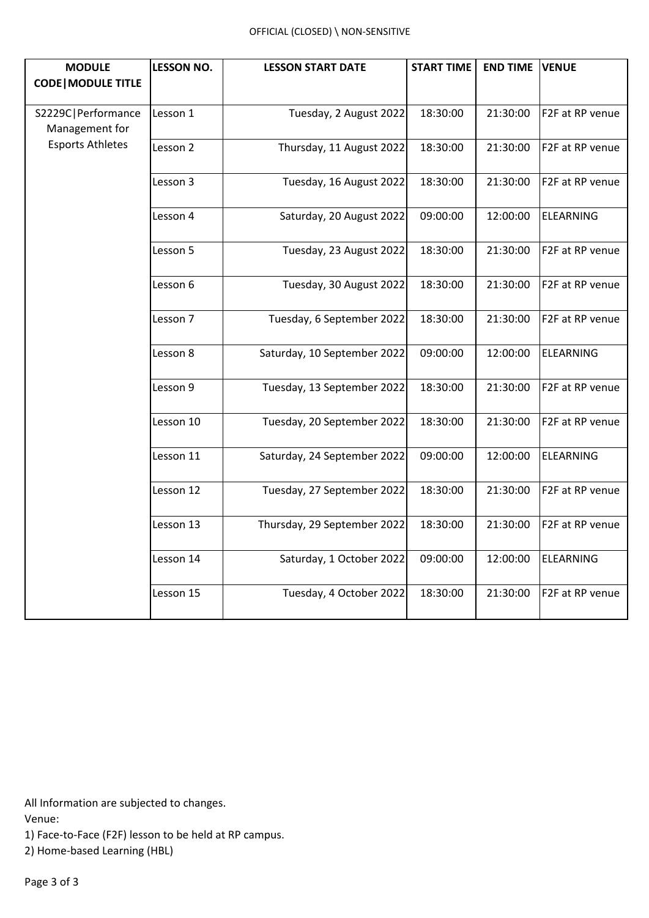OFFICIAL (CLOSED) \ NON-SENSITIVE

| MODULE CODE\|MODULE TITLE | LESSON NO. | LESSON START DATE | START TIME | END TIME | VENUE |
|---|---|---|---|---|---|
| S2229C\|Performance Management for Esports Athletes | Lesson 1 | Tuesday, 2 August 2022 | 18:30:00 | 21:30:00 | F2F at RP venue |
| | Lesson 2 | Thursday, 11 August 2022 | 18:30:00 | 21:30:00 | F2F at RP venue |
| | Lesson 3 | Tuesday, 16 August 2022 | 18:30:00 | 21:30:00 | F2F at RP venue |
| | Lesson 4 | Saturday, 20 August 2022 | 09:00:00 | 12:00:00 | ELEARNING |
| | Lesson 5 | Tuesday, 23 August 2022 | 18:30:00 | 21:30:00 | F2F at RP venue |
| | Lesson 6 | Tuesday, 30 August 2022 | 18:30:00 | 21:30:00 | F2F at RP venue |
| | Lesson 7 | Tuesday, 6 September 2022 | 18:30:00 | 21:30:00 | F2F at RP venue |
| | Lesson 8 | Saturday, 10 September 2022 | 09:00:00 | 12:00:00 | ELEARNING |
| | Lesson 9 | Tuesday, 13 September 2022 | 18:30:00 | 21:30:00 | F2F at RP venue |
| | Lesson 10 | Tuesday, 20 September 2022 | 18:30:00 | 21:30:00 | F2F at RP venue |
| | Lesson 11 | Saturday, 24 September 2022 | 09:00:00 | 12:00:00 | ELEARNING |
| | Lesson 12 | Tuesday, 27 September 2022 | 18:30:00 | 21:30:00 | F2F at RP venue |
| | Lesson 13 | Thursday, 29 September 2022 | 18:30:00 | 21:30:00 | F2F at RP venue |
| | Lesson 14 | Saturday, 1 October 2022 | 09:00:00 | 12:00:00 | ELEARNING |
| | Lesson 15 | Tuesday, 4 October 2022 | 18:30:00 | 21:30:00 | F2F at RP venue |

All Information are subjected to changes.

Venue:

1) Face-to-Face (F2F) lesson to be held at RP campus.
2) Home-based Learning (HBL)